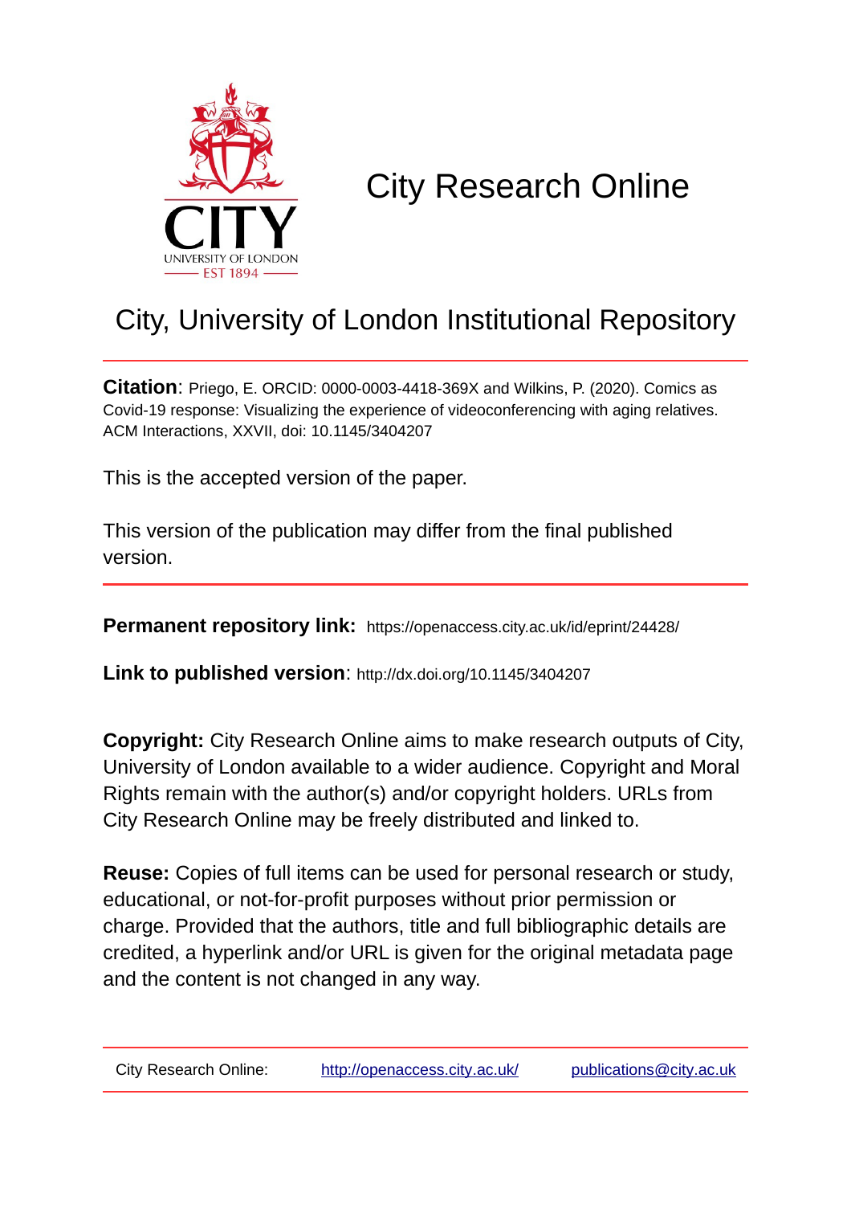# City Research Online

## City, University of London Institutional Repository

**Citation**: Priego, E. ORCID: 0000-0003-4418-369X and Wilkins, P. (2020). Comics as Covid-19 response: Visualizing the experience of videoconferencing with aging relatives. ACM Interactions, XXVII, doi: 10.1145/3404207

This is the accepted version of the paper.

This version of the publication may differ from the final published version.

**Permanent repository link:** https://openaccess.city.ac.uk/id/eprint/24428/

**Link to published version**: http://dx.doi.org/10.1145/3404207

**Copyright:** City Research Online aims to make research outputs of City, University of London available to a wider audience. Copyright and Moral Rights remain with the author(s) and/or copyright holders. URLs from City Research Online may be freely distributed and linked to.

**Reuse:** Copies of full items can be used for personal research or study, educational, or not-for-profit purposes without prior permission or charge. Provided that the authors, title and full bibliographic details are credited, a hyperlink and/or URL is given for the original metadata page and the content is not changed in any way.

City Research Online: http://openaccess.city.ac.uk/ publications@city.ac.uk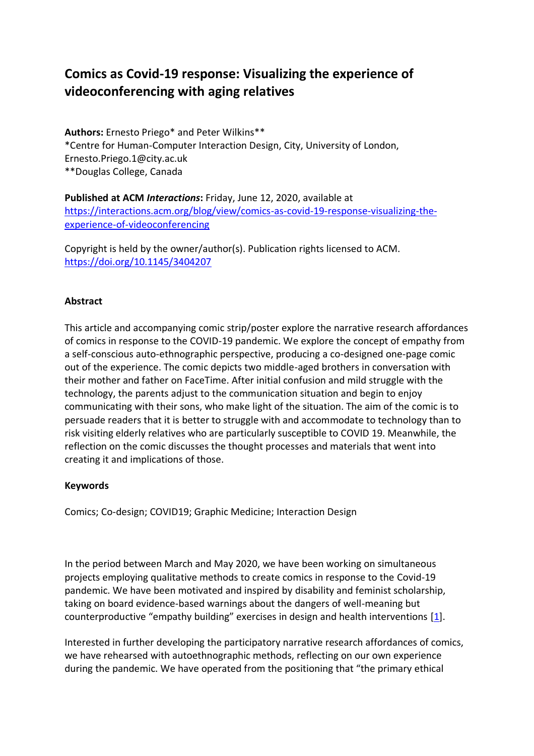# Comics as Covid-19 response: Visualizing the experience of videoconferencing with aging relatives

**Authors:** Ernesto Priego* and Peter Wilkins**
*Centre for Human-Computer Interaction Design, City, University of London, Ernesto.Priego.1@city.ac.uk
**Douglas College, Canada

**Published at ACM *Interactions*:** Friday, June 12, 2020, available at https://interactions.acm.org/blog/view/comics-as-covid-19-response-visualizing-the-experience-of-videoconferencing

Copyright is held by the owner/author(s). Publication rights licensed to ACM. https://doi.org/10.1145/3404207

## Abstract

This article and accompanying comic strip/poster explore the narrative research affordances of comics in response to the COVID-19 pandemic. We explore the concept of empathy from a self-conscious auto-ethnographic perspective, producing a co-designed one-page comic out of the experience. The comic depicts two middle-aged brothers in conversation with their mother and father on FaceTime. After initial confusion and mild struggle with the technology, the parents adjust to the communication situation and begin to enjoy communicating with their sons, who make light of the situation. The aim of the comic is to persuade readers that it is better to struggle with and accommodate to technology than to risk visiting elderly relatives who are particularly susceptible to COVID 19. Meanwhile, the reflection on the comic discusses the thought processes and materials that went into creating it and implications of those.

## Keywords

Comics; Co-design; COVID19; Graphic Medicine; Interaction Design

In the period between March and May 2020, we have been working on simultaneous projects employing qualitative methods to create comics in response to the Covid-19 pandemic. We have been motivated and inspired by disability and feminist scholarship, taking on board evidence-based warnings about the dangers of well-meaning but counterproductive "empathy building" exercises in design and health interventions [1].

Interested in further developing the participatory narrative research affordances of comics, we have rehearsed with autoethnographic methods, reflecting on our own experience during the pandemic. We have operated from the positioning that "the primary ethical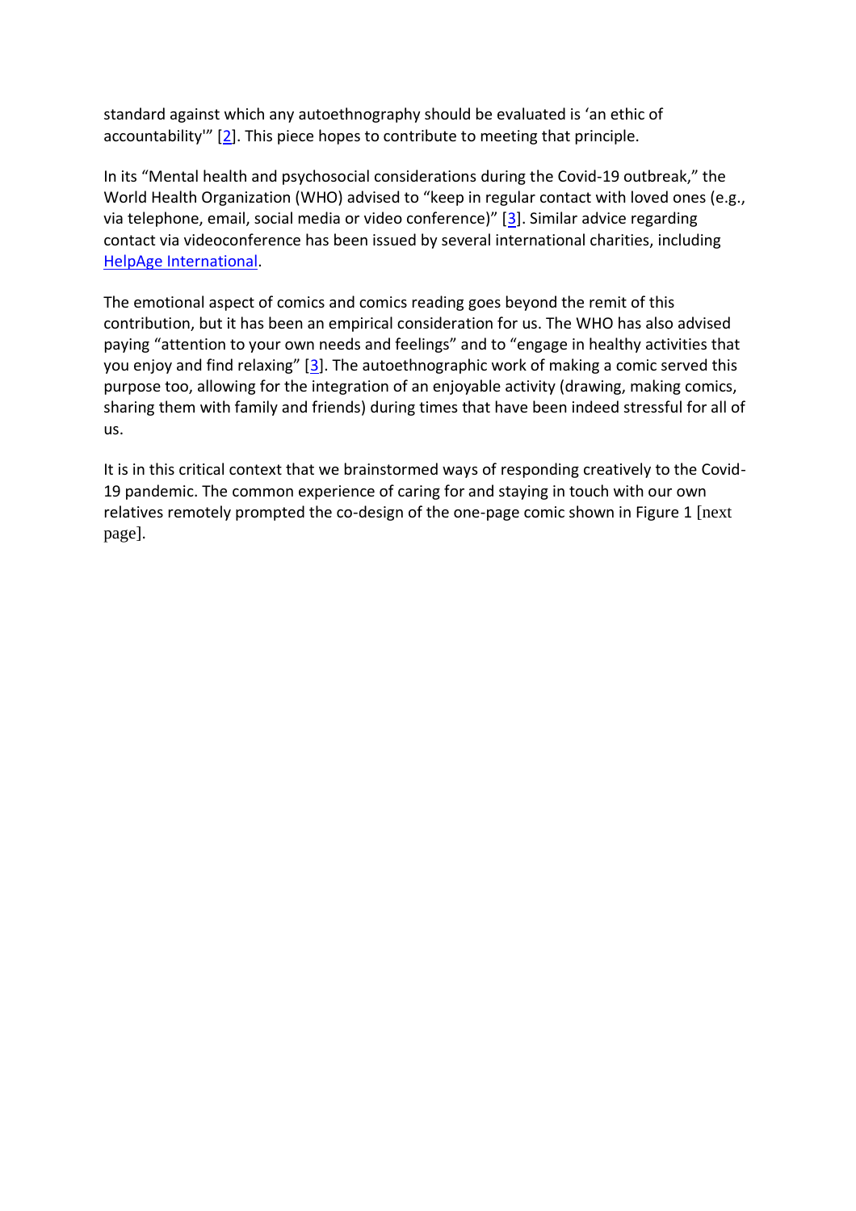standard against which any autoethnography should be evaluated is 'an ethic of accountability'" [2]. This piece hopes to contribute to meeting that principle.

In its "Mental health and psychosocial considerations during the Covid-19 outbreak," the World Health Organization (WHO) advised to "keep in regular contact with loved ones (e.g., via telephone, email, social media or video conference)" [3]. Similar advice regarding contact via videoconference has been issued by several international charities, including HelpAge International.

The emotional aspect of comics and comics reading goes beyond the remit of this contribution, but it has been an empirical consideration for us. The WHO has also advised paying "attention to your own needs and feelings" and to "engage in healthy activities that you enjoy and find relaxing" [3]. The autoethnographic work of making a comic served this purpose too, allowing for the integration of an enjoyable activity (drawing, making comics, sharing them with family and friends) during times that have been indeed stressful for all of us.

It is in this critical context that we brainstormed ways of responding creatively to the Covid-19 pandemic. The common experience of caring for and staying in touch with our own relatives remotely prompted the co-design of the one-page comic shown in Figure 1 [next page].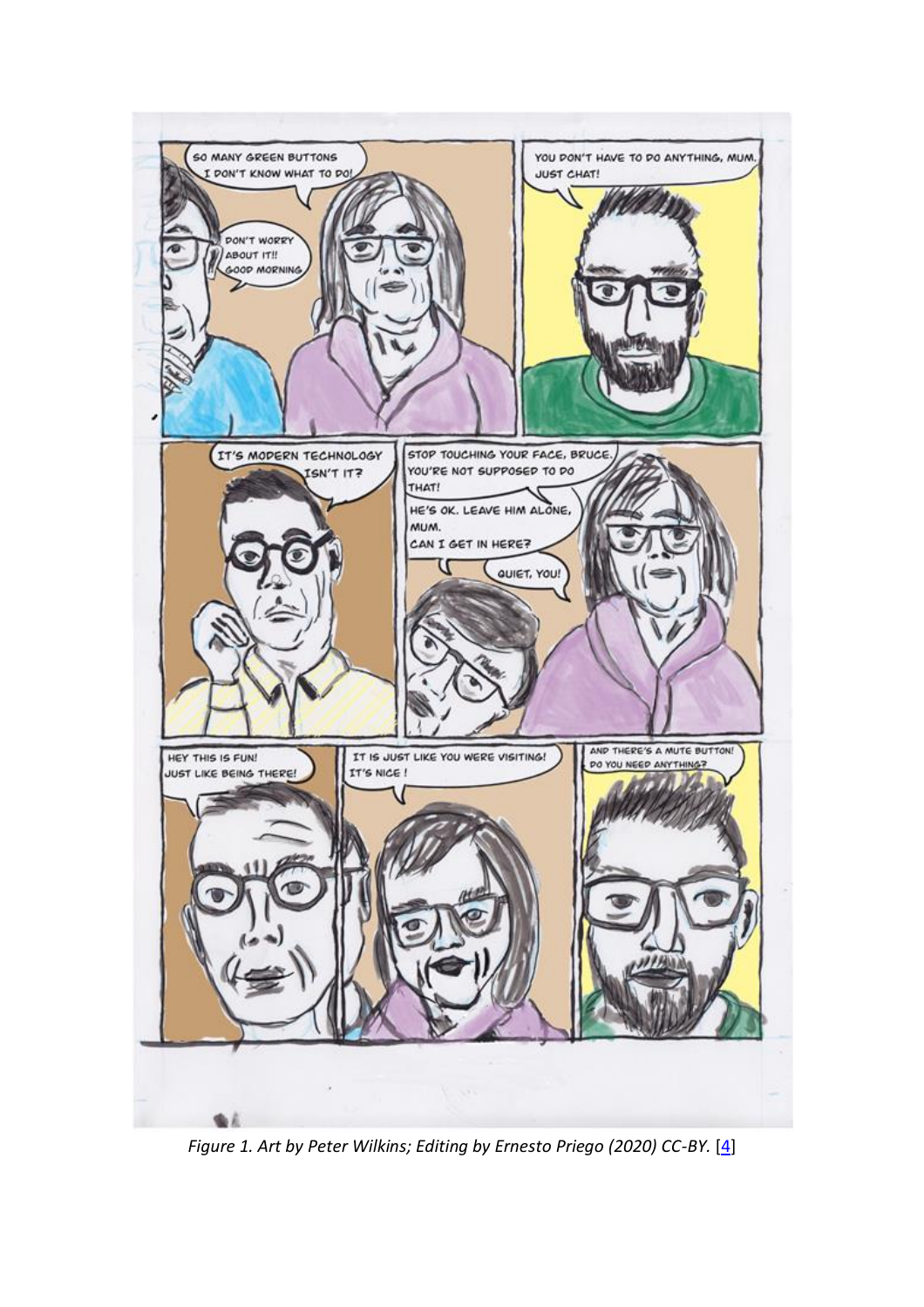*Figure 1. Art by Peter Wilkins; Editing by Ernesto Priego (2020) CC-BY.* [4]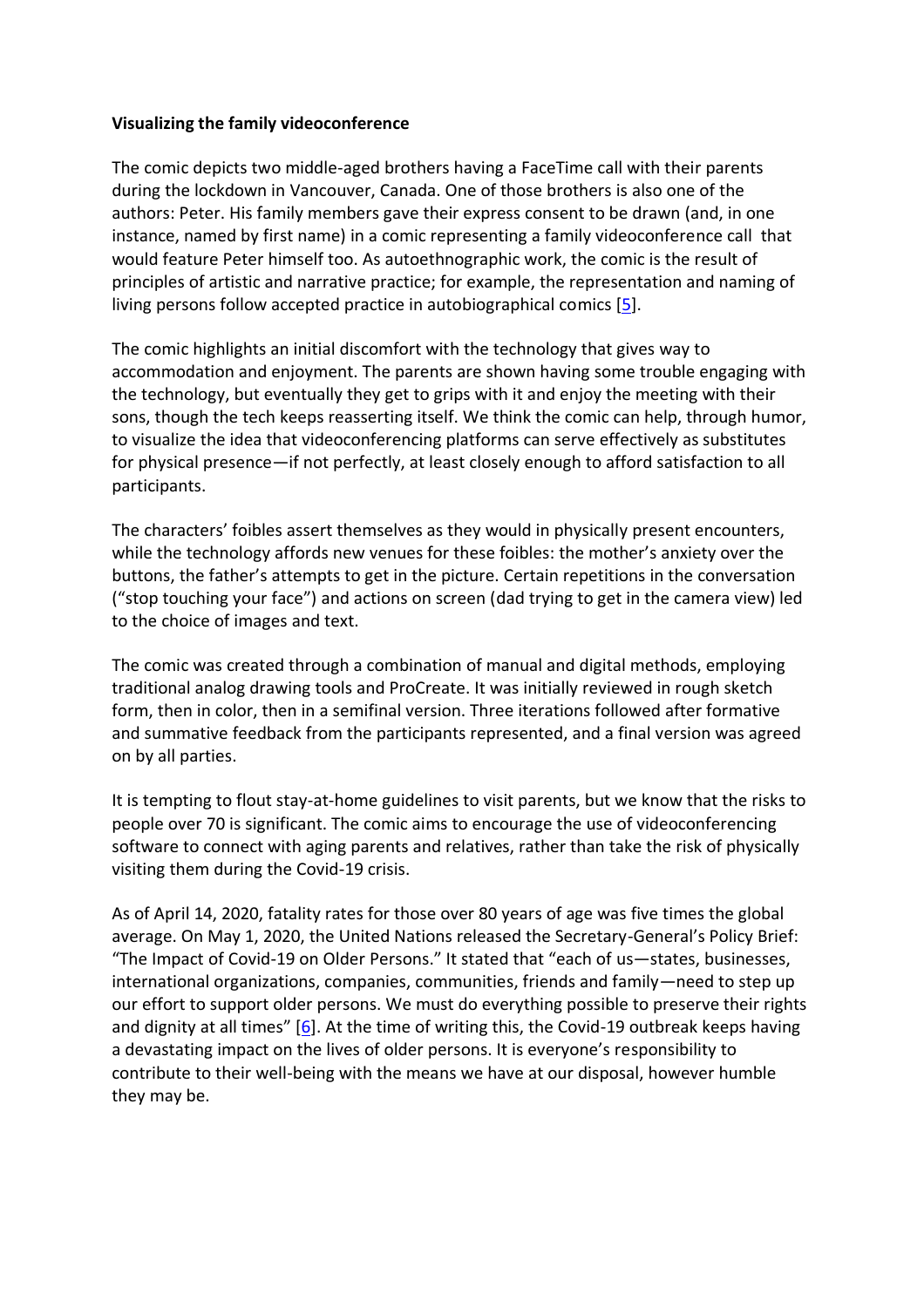**Visualizing the family videoconference**

The comic depicts two middle-aged brothers having a FaceTime call with their parents during the lockdown in Vancouver, Canada. One of those brothers is also one of the authors: Peter. His family members gave their express consent to be drawn (and, in one instance, named by first name) in a comic representing a family videoconference call that would feature Peter himself too. As autoethnographic work, the comic is the result of principles of artistic and narrative practice; for example, the representation and naming of living persons follow accepted practice in autobiographical comics [5].

The comic highlights an initial discomfort with the technology that gives way to accommodation and enjoyment. The parents are shown having some trouble engaging with the technology, but eventually they get to grips with it and enjoy the meeting with their sons, though the tech keeps reasserting itself. We think the comic can help, through humor, to visualize the idea that videoconferencing platforms can serve effectively as substitutes for physical presence—if not perfectly, at least closely enough to afford satisfaction to all participants.

The characters' foibles assert themselves as they would in physically present encounters, while the technology affords new venues for these foibles: the mother's anxiety over the buttons, the father's attempts to get in the picture. Certain repetitions in the conversation ("stop touching your face") and actions on screen (dad trying to get in the camera view) led to the choice of images and text.

The comic was created through a combination of manual and digital methods, employing traditional analog drawing tools and ProCreate. It was initially reviewed in rough sketch form, then in color, then in a semifinal version. Three iterations followed after formative and summative feedback from the participants represented, and a final version was agreed on by all parties.

It is tempting to flout stay-at-home guidelines to visit parents, but we know that the risks to people over 70 is significant. The comic aims to encourage the use of videoconferencing software to connect with aging parents and relatives, rather than take the risk of physically visiting them during the Covid-19 crisis.

As of April 14, 2020, fatality rates for those over 80 years of age was five times the global average. On May 1, 2020, the United Nations released the Secretary-General's Policy Brief: "The Impact of Covid-19 on Older Persons." It stated that "each of us—states, businesses, international organizations, companies, communities, friends and family—need to step up our effort to support older persons. We must do everything possible to preserve their rights and dignity at all times" [6]. At the time of writing this, the Covid-19 outbreak keeps having a devastating impact on the lives of older persons. It is everyone's responsibility to contribute to their well-being with the means we have at our disposal, however humble they may be.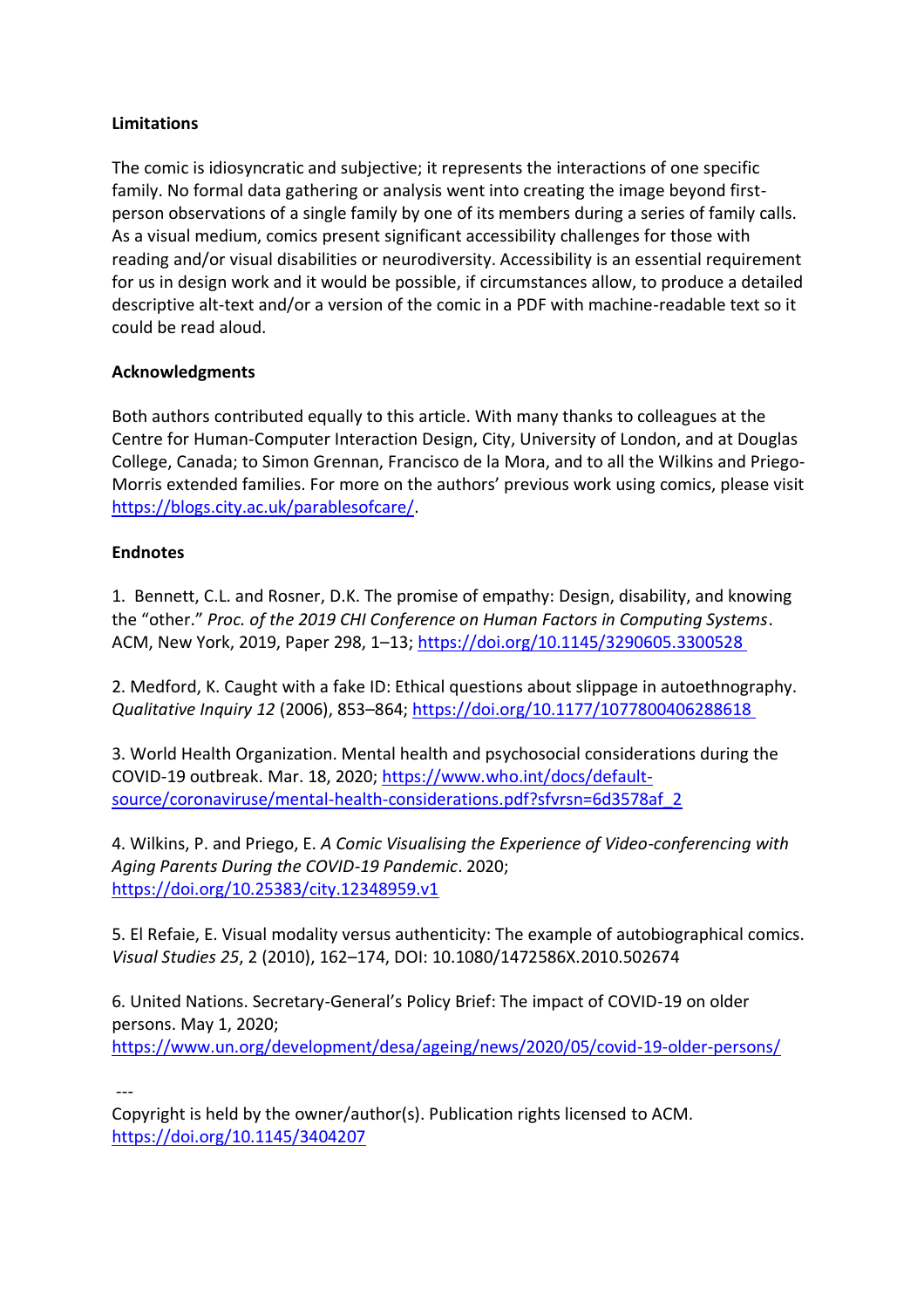**Limitations**

The comic is idiosyncratic and subjective; it represents the interactions of one specific family. No formal data gathering or analysis went into creating the image beyond first-person observations of a single family by one of its members during a series of family calls. As a visual medium, comics present significant accessibility challenges for those with reading and/or visual disabilities or neurodiversity. Accessibility is an essential requirement for us in design work and it would be possible, if circumstances allow, to produce a detailed descriptive alt-text and/or a version of the comic in a PDF with machine-readable text so it could be read aloud.

**Acknowledgments**

Both authors contributed equally to this article. With many thanks to colleagues at the Centre for Human-Computer Interaction Design, City, University of London, and at Douglas College, Canada; to Simon Grennan, Francisco de la Mora, and to all the Wilkins and Priego-Morris extended families. For more on the authors' previous work using comics, please visit https://blogs.city.ac.uk/parablesofcare/.

**Endnotes**

1. Bennett, C.L. and Rosner, D.K. The promise of empathy: Design, disability, and knowing the "other." *Proc. of the 2019 CHI Conference on Human Factors in Computing Systems*. ACM, New York, 2019, Paper 298, 1–13; https://doi.org/10.1145/3290605.3300528

2. Medford, K. Caught with a fake ID: Ethical questions about slippage in autoethnography. *Qualitative Inquiry 12* (2006), 853–864; https://doi.org/10.1177/1077800406288618

3. World Health Organization. Mental health and psychosocial considerations during the COVID-19 outbreak. Mar. 18, 2020; https://www.who.int/docs/default-source/coronaviruse/mental-health-considerations.pdf?sfvrsn=6d3578af_2

4. Wilkins, P. and Priego, E. *A Comic Visualising the Experience of Video-conferencing with Aging Parents During the COVID-19 Pandemic*. 2020; https://doi.org/10.25383/city.12348959.v1

5. El Refaie, E. Visual modality versus authenticity: The example of autobiographical comics. *Visual Studies 25*, 2 (2010), 162–174, DOI: 10.1080/1472586X.2010.502674

6. United Nations. Secretary-General's Policy Brief: The impact of COVID-19 on older persons. May 1, 2020; https://www.un.org/development/desa/ageing/news/2020/05/covid-19-older-persons/

---

Copyright is held by the owner/author(s). Publication rights licensed to ACM. https://doi.org/10.1145/3404207